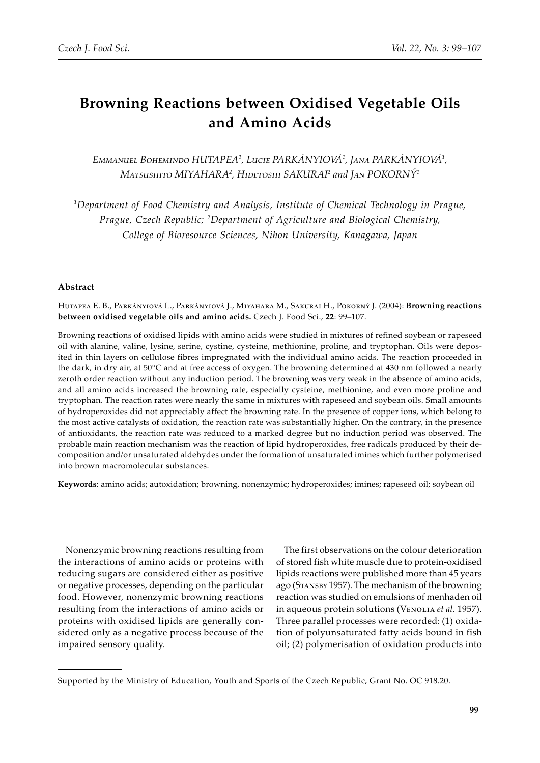# Browning Reactions between Oxidised Vegetable Oils and Amino Acids

Emmanuel Bohemindo HUTAPEA[1], Lucie PARKÁNYIOVÁ[1], Jana PARKÁNYIOVÁ[1], Matsushito MIYAHARA[2], Hidetoshi SAKURAI[2] and Jan POKORNÝ[1]

[1]Department of Food Chemistry and Analysis, Institute of Chemical Technology in Prague, Prague, Czech Republic; [2]Department of Agriculture and Biological Chemistry, College of Bioresource Sciences, Nihon University, Kanagawa, Japan

## Abstract

Hutapea E. B., Parkányiová L., Parkányiová J., Miyahara M., Sakurai H., Pokorný J. (2004): **Browning reactions between oxidised vegetable oils and amino acids.** Czech J. Food Sci., **22**: 99–107.

Browning reactions of oxidised lipids with amino acids were studied in mixtures of refined soybean or rapeseed oil with alanine, valine, lysine, serine, cystine, cysteine, methionine, proline, and tryptophan. Oils were deposited in thin layers on cellulose fibres impregnated with the individual amino acids. The reaction proceeded in the dark, in dry air, at 50°C and at free access of oxygen. The browning determined at 430 nm followed a nearly zeroth order reaction without any induction period. The browning was very weak in the absence of amino acids, and all amino acids increased the browning rate, especially cysteine, methionine, and even more proline and tryptophan. The reaction rates were nearly the same in mixtures with rapeseed and soybean oils. Small amounts of hydroperoxides did not appreciably affect the browning rate. In the presence of copper ions, which belong to the most active catalysts of oxidation, the reaction rate was substantially higher. On the contrary, in the presence of antioxidants, the reaction rate was reduced to a marked degree but no induction period was observed. The probable main reaction mechanism was the reaction of lipid hydroperoxides, free radicals produced by their decomposition and/or unsaturated aldehydes under the formation of unsaturated imines which further polymerised into brown macromolecular substances.

**Keywords**: amino acids; autoxidation; browning, nonenzymic; hydroperoxides; imines; rapeseed oil; soybean oil

Nonenzymic browning reactions resulting from the interactions of amino acids or proteins with reducing sugars are considered either as positive or negative processes, depending on the particular food. However, nonenzymic browning reactions resulting from the interactions of amino acids or proteins with oxidised lipids are generally considered only as a negative process because of the impaired sensory quality.

The first observations on the colour deterioration of stored fish white muscle due to protein-oxidised lipids reactions were published more than 45 years ago (Stansby 1957). The mechanism of the browning reaction was studied on emulsions of menhaden oil in aqueous protein solutions (Venolia *et al.* 1957). Three parallel processes were recorded: (1) oxidation of polyunsaturated fatty acids bound in fish oil; (2) polymerisation of oxidation products into

Supported by the Ministry of Education, Youth and Sports of the Czech Republic, Grant No. OC 918.20.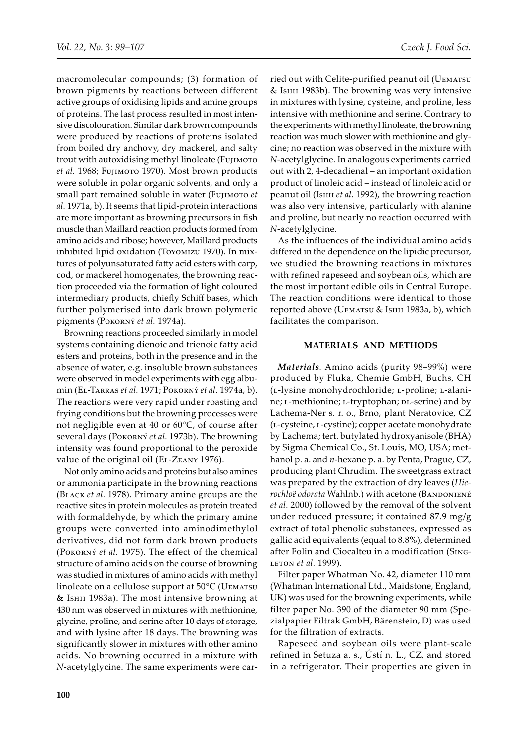macromolecular compounds; (3) formation of brown pigments by reactions between different active groups of oxidising lipids and amine groups of proteins. The last process resulted in most intensive discolouration. Similar dark brown compounds were produced by reactions of proteins isolated from boiled dry anchovy, dry mackerel, and salty trout with autoxidising methyl linoleate (Fujimoto *et al.* 1968; Fujimoto 1970). Most brown products were soluble in polar organic solvents, and only a small part remained soluble in water (Fujimoto *et al.* 1971a, b). It seems that lipid-protein interactions are more important as browning precursors in fish muscle than Maillard reaction products formed from amino acids and ribose; however, Maillard products inhibited lipid oxidation (Toyomizu 1970). In mixtures of polyunsaturated fatty acid esters with carp, cod, or mackerel homogenates, the browning reaction proceeded via the formation of light coloured intermediary products, chiefly Schiff bases, which further polymerised into dark brown polymeric pigments (Pokorný *et al.* 1974a).

Browning reactions proceeded similarly in model systems containing dienoic and trienoic fatty acid esters and proteins, both in the presence and in the absence of water, e.g. insoluble brown substances were observed in model experiments with egg albumin (El-Tarras *et al.* 1971; Pokorný *et al.* 1974a, b). The reactions were very rapid under roasting and frying conditions but the browning processes were not negligible even at 40 or 60°C, of course after several days (Pokorný *et al.* 1973b). The browning intensity was found proportional to the peroxide value of the original oil (El-Zeany 1976).

Not only amino acids and proteins but also amines or ammonia participate in the browning reactions (Black *et al.* 1978). Primary amine groups are the reactive sites in protein molecules as protein treated with formaldehyde, by which the primary amine groups were converted into aminodimethylol derivatives, did not form dark brown products (Pokorný *et al.* 1975). The effect of the chemical structure of amino acids on the course of browning was studied in mixtures of amino acids with methyl linoleate on a cellulose support at 50°C (Uematsu & Ishii 1983a). The most intensive browning at 430 nm was observed in mixtures with methionine, glycine, proline, and serine after 10 days of storage, and with lysine after 18 days. The browning was significantly slower in mixtures with other amino acids. No browning occurred in a mixture with *N*-acetylglycine. The same experiments were carried out with Celite-purified peanut oil (Uematsu & Ishii 1983b). The browning was very intensive in mixtures with lysine, cysteine, and proline, less intensive with methionine and serine. Contrary to the experiments with methyl linoleate, the browning reaction was much slower with methionine and glycine; no reaction was observed in the mixture with *N*-acetylglycine. In analogous experiments carried out with 2, 4-decadienal – an important oxidation product of linoleic acid – instead of linoleic acid or peanut oil (Ishii *et al.* 1992), the browning reaction was also very intensive, particularly with alanine and proline, but nearly no reaction occurred with *N*-acetylglycine.

As the influences of the individual amino acids differed in the dependence on the lipidic precursor, we studied the browning reactions in mixtures with refined rapeseed and soybean oils, which are the most important edible oils in Central Europe. The reaction conditions were identical to those reported above (Uematsu & Ishii 1983a, b), which facilitates the comparison.

## MATERIALS AND METHODS

***Materials***. Amino acids (purity 98–99%) were produced by Fluka, Chemie GmbH, Buchs, CH (L-lysine monohydrochloride; L-proline; L-alanine; L-methionine; L-tryptophan; DL-serine) and by Lachema-Ner s. r. o., Brno, plant Neratovice, CZ (L-cysteine, L-cystine); copper acetate monohydrate by Lachema; tert. butylated hydroxyanisole (BHA) by Sigma Chemical Co., St. Louis, MO, USA; methanol p. a. and *n*-hexane p. a. by Penta, Prague, CZ, producing plant Chrudim. The sweetgrass extract was prepared by the extraction of dry leaves (*Hierochloë odorata* Wahlnb.) with acetone (Bandonienė *et al.* 2000) followed by the removal of the solvent under reduced pressure; it contained 87.9 mg/g extract of total phenolic substances, expressed as gallic acid equivalents (equal to 8.8%), determined after Folin and Ciocalteu in a modification (Singleton *et al.* 1999).

Filter paper Whatman No. 42, diameter 110 mm (Whatman International Ltd., Maidstone, England, UK) was used for the browning experiments, while filter paper No. 390 of the diameter 90 mm (Spezialpapier Filtrak GmbH, Bärenstein, D) was used for the filtration of extracts.

Rapeseed and soybean oils were plant-scale refined in Setuza a. s., Ústí n. L., CZ, and stored in a refrigerator. Their properties are given in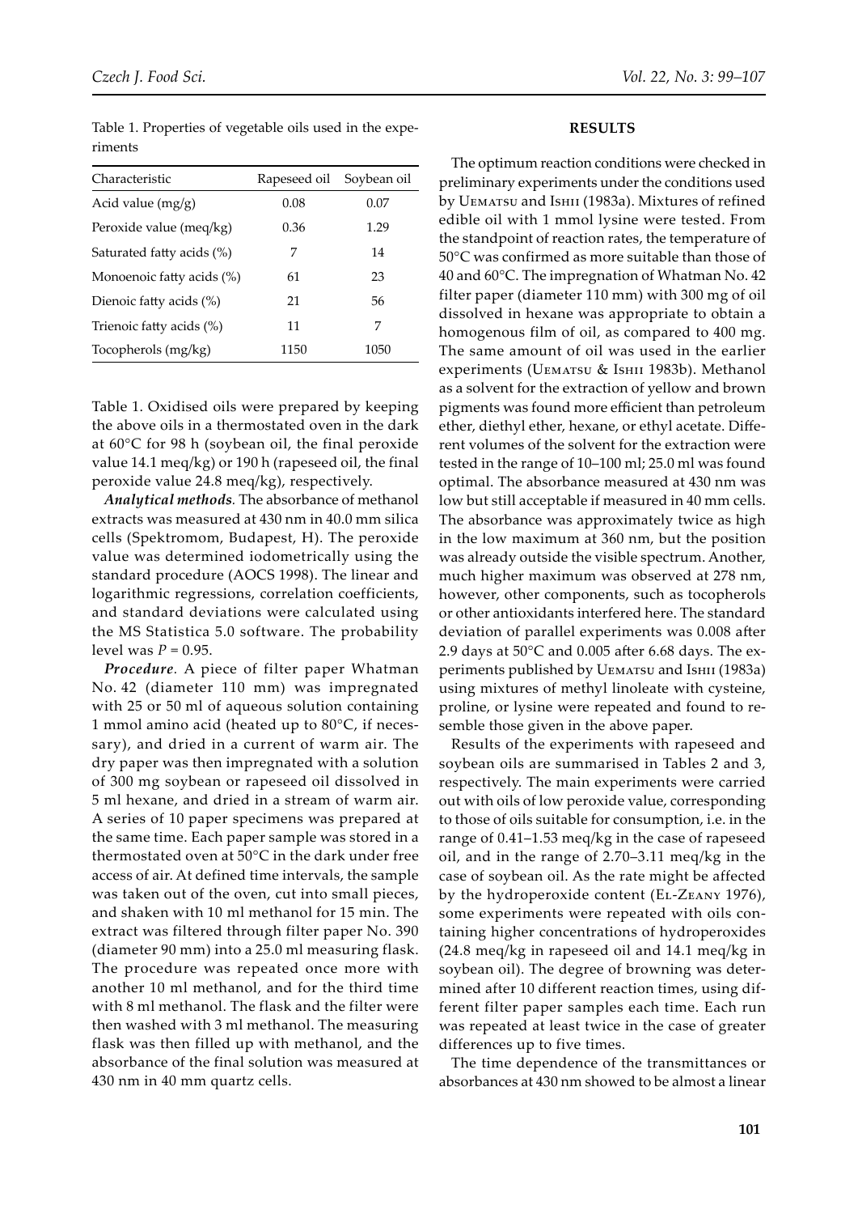Table 1. Properties of vegetable oils used in the experiments

| Characteristic | Rapeseed oil | Soybean oil |
|---|---|---|
| Acid value (mg/g) | 0.08 | 0.07 |
| Peroxide value (meq/kg) | 0.36 | 1.29 |
| Saturated fatty acids (%) | 7 | 14 |
| Monoenoic fatty acids (%) | 61 | 23 |
| Dienoic fatty acids (%) | 21 | 56 |
| Trienoic fatty acids (%) | 11 | 7 |
| Tocopherols (mg/kg) | 1150 | 1050 |

Table 1. Oxidised oils were prepared by keeping the above oils in a thermostated oven in the dark at 60°C for 98 h (soybean oil, the final peroxide value 14.1 meq/kg) or 190 h (rapeseed oil, the final peroxide value 24.8 meq/kg), respectively.

***Analytical methods**.* The absorbance of methanol extracts was measured at 430 nm in 40.0 mm silica cells (Spektromom, Budapest, H). The peroxide value was determined iodometrically using the standard procedure (AOCS 1998). The linear and logarithmic regressions, correlation coefficients, and standard deviations were calculated using the MS Statistica 5.0 software. The probability level was $P = 0.95$.

***Procedure**.* A piece of filter paper Whatman No. 42 (diameter 110 mm) was impregnated with 25 or 50 ml of aqueous solution containing 1 mmol amino acid (heated up to 80°C, if necessary), and dried in a current of warm air. The dry paper was then impregnated with a solution of 300 mg soybean or rapeseed oil dissolved in 5 ml hexane, and dried in a stream of warm air. A series of 10 paper specimens was prepared at the same time. Each paper sample was stored in a thermostated oven at 50°C in the dark under free access of air. At defined time intervals, the sample was taken out of the oven, cut into small pieces, and shaken with 10 ml methanol for 15 min. The extract was filtered through filter paper No. 390 (diameter 90 mm) into a 25.0 ml measuring flask. The procedure was repeated once more with another 10 ml methanol, and for the third time with 8 ml methanol. The flask and the filter were then washed with 3 ml methanol. The measuring flask was then filled up with methanol, and the absorbance of the final solution was measured at 430 nm in 40 mm quartz cells.

## RESULTS

The optimum reaction conditions were checked in preliminary experiments under the conditions used by Uematsu and Ishii (1983a). Mixtures of refined edible oil with 1 mmol lysine were tested. From the standpoint of reaction rates, the temperature of 50°C was confirmed as more suitable than those of 40 and 60°C. The impregnation of Whatman No. 42 filter paper (diameter 110 mm) with 300 mg of oil dissolved in hexane was appropriate to obtain a homogenous film of oil, as compared to 400 mg. The same amount of oil was used in the earlier experiments (Uematsu & Ishii 1983b). Methanol as a solvent for the extraction of yellow and brown pigments was found more efficient than petroleum ether, diethyl ether, hexane, or ethyl acetate. Different volumes of the solvent for the extraction were tested in the range of 10–100 ml; 25.0 ml was found optimal. The absorbance measured at 430 nm was low but still acceptable if measured in 40 mm cells. The absorbance was approximately twice as high in the low maximum at 360 nm, but the position was already outside the visible spectrum. Another, much higher maximum was observed at 278 nm, however, other components, such as tocopherols or other antioxidants interfered here. The standard deviation of parallel experiments was 0.008 after 2.9 days at 50°C and 0.005 after 6.68 days. The experiments published by Uematsu and Ishii (1983a) using mixtures of methyl linoleate with cysteine, proline, or lysine were repeated and found to resemble those given in the above paper.

Results of the experiments with rapeseed and soybean oils are summarised in Tables 2 and 3, respectively. The main experiments were carried out with oils of low peroxide value, corresponding to those of oils suitable for consumption, i.e. in the range of 0.41–1.53 meq/kg in the case of rapeseed oil, and in the range of 2.70–3.11 meq/kg in the case of soybean oil. As the rate might be affected by the hydroperoxide content (El-Zeany 1976), some experiments were repeated with oils containing higher concentrations of hydroperoxides (24.8 meq/kg in rapeseed oil and 14.1 meq/kg in soybean oil). The degree of browning was determined after 10 different reaction times, using different filter paper samples each time. Each run was repeated at least twice in the case of greater differences up to five times.

The time dependence of the transmittances or absorbances at 430 nm showed to be almost a linear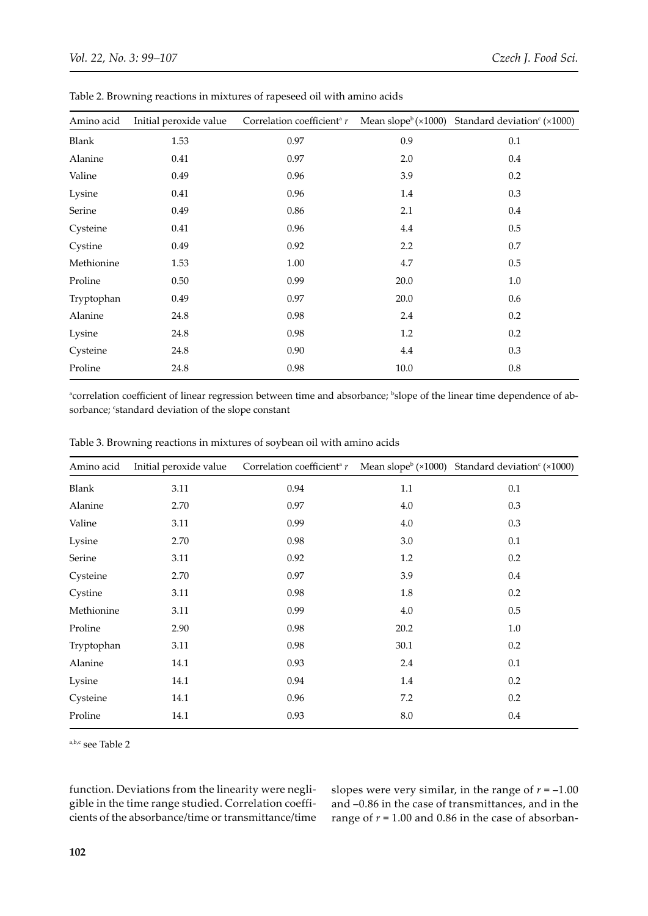Table 2. Browning reactions in mixtures of rapeseed oil with amino acids

| Amino acid | Initial peroxide value | Correlation coefficient[a] $r$ | Mean slope[b] (×1000) | Standard deviation[c] (×1000) |
|---|---|---|---|---|
| Blank | 1.53 | 0.97 | 0.9 | 0.1 |
| Alanine | 0.41 | 0.97 | 2.0 | 0.4 |
| Valine | 0.49 | 0.96 | 3.9 | 0.2 |
| Lysine | 0.41 | 0.96 | 1.4 | 0.3 |
| Serine | 0.49 | 0.86 | 2.1 | 0.4 |
| Cysteine | 0.41 | 0.96 | 4.4 | 0.5 |
| Cystine | 0.49 | 0.92 | 2.2 | 0.7 |
| Methionine | 1.53 | 1.00 | 4.7 | 0.5 |
| Proline | 0.50 | 0.99 | 20.0 | 1.0 |
| Tryptophan | 0.49 | 0.97 | 20.0 | 0.6 |
| Alanine | 24.8 | 0.98 | 2.4 | 0.2 |
| Lysine | 24.8 | 0.98 | 1.2 | 0.2 |
| Cysteine | 24.8 | 0.90 | 4.4 | 0.3 |
| Proline | 24.8 | 0.98 | 10.0 | 0.8 |

[a]correlation coefficient of linear regression between time and absorbance; [b]slope of the linear time dependence of absorbance; [c]standard deviation of the slope constant

Table 3. Browning reactions in mixtures of soybean oil with amino acids

| Amino acid | Initial peroxide value | Correlation coefficient[a] $r$ | Mean slope[b] (×1000) | Standard deviation[c] (×1000) |
|---|---|---|---|---|
| Blank | 3.11 | 0.94 | 1.1 | 0.1 |
| Alanine | 2.70 | 0.97 | 4.0 | 0.3 |
| Valine | 3.11 | 0.99 | 4.0 | 0.3 |
| Lysine | 2.70 | 0.98 | 3.0 | 0.1 |
| Serine | 3.11 | 0.92 | 1.2 | 0.2 |
| Cysteine | 2.70 | 0.97 | 3.9 | 0.4 |
| Cystine | 3.11 | 0.98 | 1.8 | 0.2 |
| Methionine | 3.11 | 0.99 | 4.0 | 0.5 |
| Proline | 2.90 | 0.98 | 20.2 | 1.0 |
| Tryptophan | 3.11 | 0.98 | 30.1 | 0.2 |
| Alanine | 14.1 | 0.93 | 2.4 | 0.1 |
| Lysine | 14.1 | 0.94 | 1.4 | 0.2 |
| Cysteine | 14.1 | 0.96 | 7.2 | 0.2 |
| Proline | 14.1 | 0.93 | 8.0 | 0.4 |

[a,b,c] see Table 2

function. Deviations from the linearity were negligible in the time range studied. Correlation coefficients of the absorbance/time or transmittance/time slopes were very similar, in the range of $r = -1.00$ and $-0.86$ in the case of transmittances, and in the range of $r = 1.00$ and 0.86 in the case of absorban-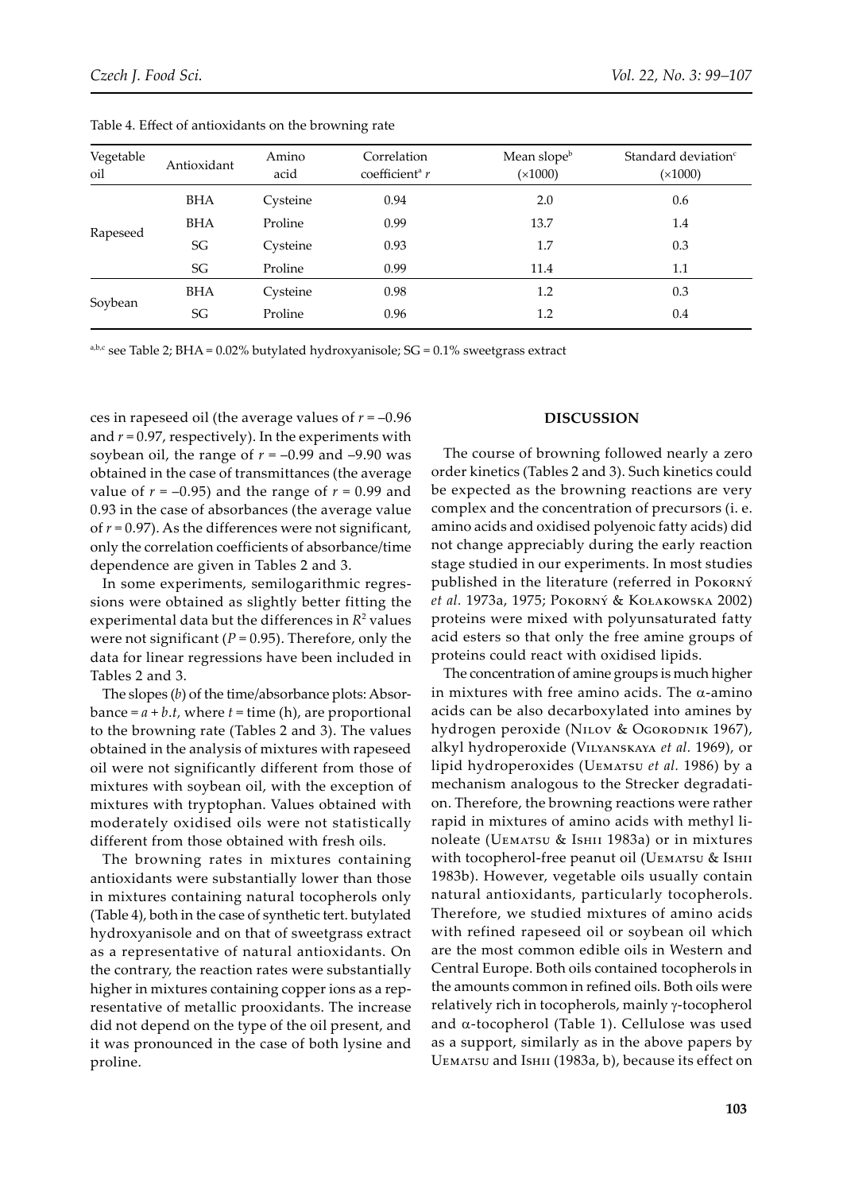Table 4. Effect of antioxidants on the browning rate

| Vegetable oil | Antioxidant | Amino acid | Correlation coefficient[a] $r$ | Mean slope[b] (×1000) | Standard deviation[c] (×1000) |
|---|---|---|---|---|---|
| Rapeseed | BHA | Cysteine | 0.94 | 2.0 | 0.6 |
| | BHA | Proline | 0.99 | 13.7 | 1.4 |
| | SG | Cysteine | 0.93 | 1.7 | 0.3 |
| | SG | Proline | 0.99 | 11.4 | 1.1 |
| Soybean | BHA | Cysteine | 0.98 | 1.2 | 0.3 |
| | SG | Proline | 0.96 | 1.2 | 0.4 |

[a,b,c] see Table 2; BHA = 0.02% butylated hydroxyanisole; SG = 0.1% sweetgrass extract

ces in rapeseed oil (the average values of $r = -0.96$ and $r = 0.97$, respectively). In the experiments with soybean oil, the range of $r = -0.99$ and $-9.90$ was obtained in the case of transmittances (the average value of $r = -0.95$) and the range of $r = 0.99$ and 0.93 in the case of absorbances (the average value of $r = 0.97$). As the differences were not significant, only the correlation coefficients of absorbance/time dependence are given in Tables 2 and 3.

In some experiments, semilogarithmic regressions were obtained as slightly better fitting the experimental data but the differences in $R^2$ values were not significant ($P = 0.95$). Therefore, only the data for linear regressions have been included in Tables 2 and 3.

The slopes ($b$) of the time/absorbance plots: Absorbance = $a + b.t$, where $t$ = time (h), are proportional to the browning rate (Tables 2 and 3). The values obtained in the analysis of mixtures with rapeseed oil were not significantly different from those of mixtures with soybean oil, with the exception of mixtures with tryptophan. Values obtained with moderately oxidised oils were not statistically different from those obtained with fresh oils.

The browning rates in mixtures containing antioxidants were substantially lower than those in mixtures containing natural tocopherols only (Table 4), both in the case of synthetic tert. butylated hydroxyanisole and on that of sweetgrass extract as a representative of natural antioxidants. On the contrary, the reaction rates were substantially higher in mixtures containing copper ions as a representative of metallic prooxidants. The increase did not depend on the type of the oil present, and it was pronounced in the case of both lysine and proline.

## DISCUSSION

The course of browning followed nearly a zero order kinetics (Tables 2 and 3). Such kinetics could be expected as the browning reactions are very complex and the concentration of precursors (i. e. amino acids and oxidised polyenoic fatty acids) did not change appreciably during the early reaction stage studied in our experiments. In most studies published in the literature (referred in Pokorný *et al.* 1973a, 1975; Pokorný & Kołakowska 2002) proteins were mixed with polyunsaturated fatty acid esters so that only the free amine groups of proteins could react with oxidised lipids.

The concentration of amine groups is much higher in mixtures with free amino acids. The α-amino acids can be also decarboxylated into amines by hydrogen peroxide (Nilov & Ogorodnik 1967), alkyl hydroperoxide (Vilyanskaya *et al.* 1969), or lipid hydroperoxides (Uematsu *et al.* 1986) by a mechanism analogous to the Strecker degradation. Therefore, the browning reactions were rather rapid in mixtures of amino acids with methyl linoleate (Uematsu & Ishii 1983a) or in mixtures with tocopherol-free peanut oil (Uematsu & Ishii 1983b). However, vegetable oils usually contain natural antioxidants, particularly tocopherols. Therefore, we studied mixtures of amino acids with refined rapeseed oil or soybean oil which are the most common edible oils in Western and Central Europe. Both oils contained tocopherols in the amounts common in refined oils. Both oils were relatively rich in tocopherols, mainly γ-tocopherol and α-tocopherol (Table 1). Cellulose was used as a support, similarly as in the above papers by Uematsu and Ishii (1983a, b), because its effect on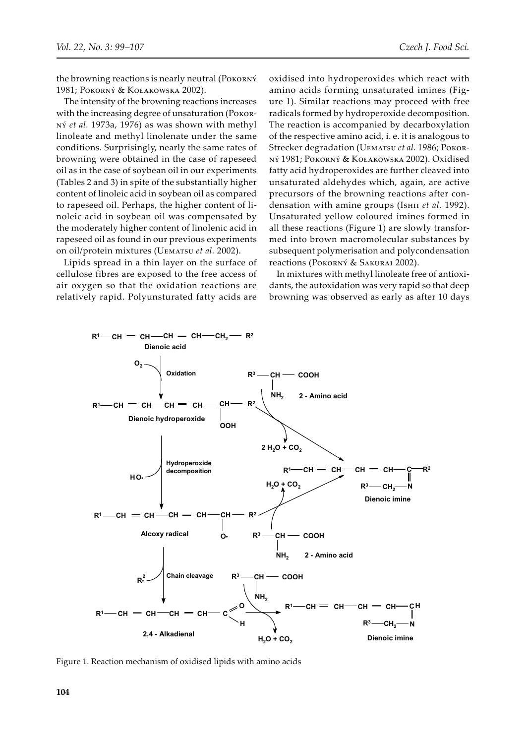the browning reactions is nearly neutral (Pokorný 1981; Pokorný & Kołakowska 2002).

The intensity of the browning reactions increases with the increasing degree of unsaturation (Pokorný *et al.* 1973a, 1976) as was shown with methyl linoleate and methyl linolenate under the same conditions. Surprisingly, nearly the same rates of browning were obtained in the case of rapeseed oil as in the case of soybean oil in our experiments (Tables 2 and 3) in spite of the substantially higher content of linoleic acid in soybean oil as compared to rapeseed oil. Perhaps, the higher content of linoleic acid in soybean oil was compensated by the moderately higher content of linolenic acid in rapeseed oil as found in our previous experiments on oil/protein mixtures (Uematsu *et al.* 2002).

Lipids spread in a thin layer on the surface of cellulose fibres are exposed to the free access of air oxygen so that the oxidation reactions are relatively rapid. Polyunsturated fatty acids are oxidised into hydroperoxides which react with amino acids forming unsaturated imines (Figure 1). Similar reactions may proceed with free radicals formed by hydroperoxide decomposition. The reaction is accompanied by decarboxylation of the respective amino acid, i. e. it is analogous to Strecker degradation (Uematsu *et al.* 1986; Pokorný 1981; Pokorný & Kołakowska 2002). Oxidised fatty acid hydroperoxides are further cleaved into unsaturated aldehydes which, again, are active precursors of the browning reactions after condensation with amine groups (Ishii *et al.* 1992). Unsaturated yellow coloured imines formed in all these reactions (Figure 1) are slowly transformed into brown macromolecular substances by subsequent polymerisation and polycondensation reactions (Pokorný & Sakurai 2002).

In mixtures with methyl linoleate free of antioxidants, the autoxidation was very rapid so that deep browning was observed as early as after 10 days

Figure 1. Reaction mechanism of oxidised lipids with amino acids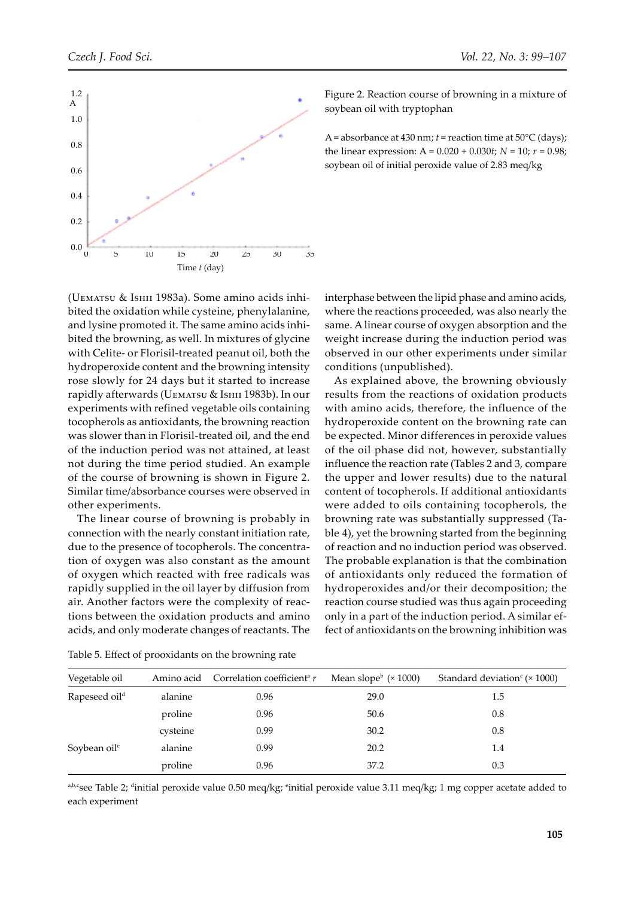Figure 2. Reaction course of browning in a mixture of soybean oil with tryptophan

A = absorbance at 430 nm; $t$ = reaction time at 50°C (days); the linear expression: $A = 0.020 + 0.030t$; $N = 10$; $r = 0.98$; soybean oil of initial peroxide value of 2.83 meq/kg

(Uematsu & Ishii 1983a). Some amino acids inhibited the oxidation while cysteine, phenylalanine, and lysine promoted it. The same amino acids inhibited the browning, as well. In mixtures of glycine with Celite- or Florisil-treated peanut oil, both the hydroperoxide content and the browning intensity rose slowly for 24 days but it started to increase rapidly afterwards (Uematsu & Ishii 1983b). In our experiments with refined vegetable oils containing tocopherols as antioxidants, the browning reaction was slower than in Florisil-treated oil, and the end of the induction period was not attained, at least not during the time period studied. An example of the course of browning is shown in Figure 2. Similar time/absorbance courses were observed in other experiments.

The linear course of browning is probably in connection with the nearly constant initiation rate, due to the presence of tocopherols. The concentration of oxygen was also constant as the amount of oxygen which reacted with free radicals was rapidly supplied in the oil layer by diffusion from air. Another factors were the complexity of reactions between the oxidation products and amino acids, and only moderate changes of reactants. The interphase between the lipid phase and amino acids, where the reactions proceeded, was also nearly the same. A linear course of oxygen absorption and the weight increase during the induction period was observed in our other experiments under similar conditions (unpublished).

As explained above, the browning obviously results from the reactions of oxidation products with amino acids, therefore, the influence of the hydroperoxide content on the browning rate can be expected. Minor differences in peroxide values of the oil phase did not, however, substantially influence the reaction rate (Tables 2 and 3, compare the upper and lower results) due to the natural content of tocopherols. If additional antioxidants were added to oils containing tocopherols, the browning rate was substantially suppressed (Table 4), yet the browning started from the beginning of reaction and no induction period was observed. The probable explanation is that the combination of antioxidants only reduced the formation of hydroperoxides and/or their decomposition; the reaction course studied was thus again proceeding only in a part of the induction period. A similar effect of antioxidants on the browning inhibition was

Table 5. Effect of prooxidants on the browning rate

| Vegetable oil | Amino acid | Correlation coefficient[a] $r$ | Mean slope[b] (× 1000) | Standard deviation[c] (× 1000) |
|---|---|---|---|---|
| Rapeseed oil[d] | alanine | 0.96 | 29.0 | 1.5 |
| | proline | 0.96 | 50.6 | 0.8 |
| | cysteine | 0.99 | 30.2 | 0.8 |
| Soybean oil[e] | alanine | 0.99 | 20.2 | 1.4 |
| | proline | 0.96 | 37.2 | 0.3 |

[a,b,c]see Table 2; [d]initial peroxide value 0.50 meq/kg; [e]initial peroxide value 3.11 meq/kg; 1 mg copper acetate added to each experiment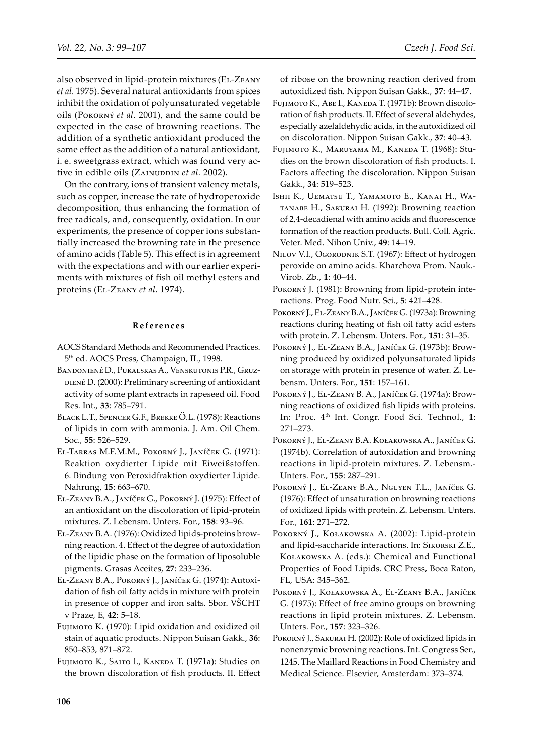also observed in lipid-protein mixtures (El-Zeany *et al*. 1975). Several natural antioxidants from spices inhibit the oxidation of polyunsaturated vegetable oils (Pokorný *et al*. 2001), and the same could be expected in the case of browning reactions. The addition of a synthetic antioxidant produced the same effect as the addition of a natural antioxidant, i. e. sweetgrass extract, which was found very active in edible oils (Zainuddin *et al.* 2002).

On the contrary, ions of transient valency metals, such as copper, increase the rate of hydroperoxide decomposition, thus enhancing the formation of free radicals, and, consequently, oxidation. In our experiments, the presence of copper ions substantially increased the browning rate in the presence of amino acids (Table 5). This effect is in agreement with the expectations and with our earlier experiments with mixtures of fish oil methyl esters and proteins (El-Zeany *et al.* 1974).

## References

AOCS Standard Methods and Recommended Practices. 5th ed. AOCS Press, Champaign, IL, 1998.

Bandonienė D., Pukalskas A., Venskutonis P.R., Gruzdienė D. (2000): Preliminary screening of antioxidant activity of some plant extracts in rapeseed oil. Food Res. Int., **33**: 785–791.

Black L.T., Spencer G.F., Brekke Ö.L. (1978): Reactions of lipids in corn with ammonia. J. Am. Oil Chem. Soc., **55**: 526–529.

El-Tarras M.F.M.M., Pokorný J., Janíček G. (1971): Reaktion oxydierter Lipide mit Eiweißstoffen. 6. Bindung von Peroxidfraktion oxydierter Lipide. Nahrung, **15**: 663–670.

El-Zeany B.A., Janíček G., Pokorný J. (1975): Effect of an antioxidant on the discoloration of lipid-protein mixtures. Z. Lebensm. Unters. For., **158**: 93–96.

El-Zeany B.A. (1976): Oxidized lipids-proteins browning reaction. 4. Effect of the degree of autoxidation of the lipidic phase on the formation of liposoluble pigments. Grasas Aceites, **27**: 233–236.

El-Zeany B.A., Pokorný J., Janíček G. (1974): Autoxidation of fish oil fatty acids in mixture with protein in presence of copper and iron salts. Sbor. VŠCHT v Praze, E, **42**: 5–18.

Fujimoto K. (1970): Lipid oxidation and oxidized oil stain of aquatic products. Nippon Suisan Gakk., **36**: 850–853, 871–872.

Fujimoto K., Saito I., Kaneda T. (1971a): Studies on the brown discoloration of fish products. II. Effect of ribose on the browning reaction derived from autoxidized fish. Nippon Suisan Gakk., **37**: 44–47.

Fujimoto K., Abe I., Kaneda T. (1971b): Brown discoloration of fish products. II. Effect of several aldehydes, especially azelaldehydic acids, in the autoxidized oil on discoloration. Nippon Suisan Gakk., **37**: 40–43.

Fujimoto K., Maruyama M., Kaneda T. (1968): Studies on the brown discoloration of fish products. I. Factors affecting the discoloration. Nippon Suisan Gakk., **34**: 519–523.

Ishii K., Uematsu T., Yamamoto E., Kanai H., Watanabe H., Sakurai H. (1992): Browning reaction of 2,4-decadienal with amino acids and fluorescence formation of the reaction products. Bull. Coll. Agric. Veter. Med. Nihon Univ., **49**: 14–19.

Nilov V.I., Ogorodnik S.T. (1967): Effect of hydrogen peroxide on amino acids. Kharchova Prom. Nauk.-Virob. Zb., **1**: 40–44.

Pokorný J. (1981): Browning from lipid-protein interactions. Prog. Food Nutr. Sci., **5**: 421–428.

Pokorný J., El-Zeany B.A., Janíček G. (1973a): Browning reactions during heating of fish oil fatty acid esters with protein. Z. Lebensm. Unters. For., **151**: 31–35.

Pokorný J., El-Zeany B.A., Janíček G. (1973b): Browning produced by oxidized polyunsaturated lipids on storage with protein in presence of water. Z. Lebensm. Unters. For., **151**: 157–161.

Pokorný J., El-Zeany B. A., Janíček G. (1974a): Browning reactions of oxidized fish lipids with proteins. In: Proc. 4th Int. Congr. Food Sci. Technol., **1**: 271–273.

Pokorný J., El-Zeany B.A. Kołakowska A., Janíček G. (1974b). Correlation of autoxidation and browning reactions in lipid-protein mixtures. Z. Lebensm.-Unters. For., **155**: 287–291.

Pokorný J., El-Zeany B.A., Nguyen T.L., Janíček G. (1976): Effect of unsaturation on browning reactions of oxidized lipids with protein. Z. Lebensm. Unters. For., **161**: 271–272.

Pokorný J., Kołakowska A. (2002): Lipid-protein and lipid-saccharide interactions. In: Sikorski Z.E., Kołakowska A. (eds.): Chemical and Functional Properties of Food Lipids. CRC Press, Boca Raton, FL, USA: 345–362.

Pokorný J., Kołakowska A., El-Zeany B.A., Janíček G. (1975): Effect of free amino groups on browning reactions in lipid protein mixtures. Z. Lebensm. Unters. For., **157**: 323–326.

Pokorný J., Sakurai H. (2002): Role of oxidized lipids in nonenzymic browning reactions. Int. Congress Ser., 1245. The Maillard Reactions in Food Chemistry and Medical Science. Elsevier, Amsterdam: 373–374.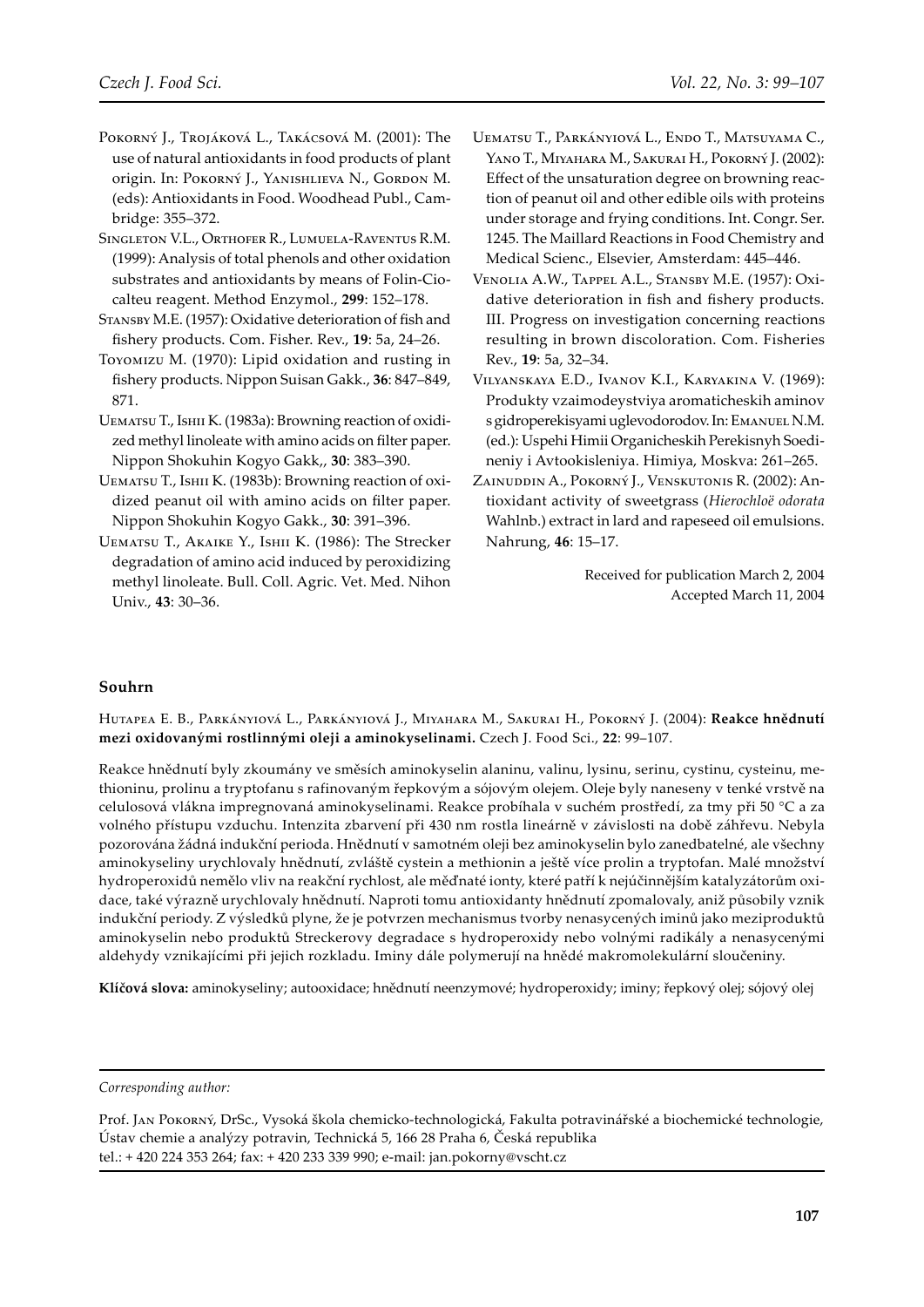Pokorný J., Trojáková L., Takácsová M. (2001): The use of natural antioxidants in food products of plant origin. In: Pokorný J., Yanishlieva N., Gordon M. (eds): Antioxidants in Food. Woodhead Publ., Cambridge: 355–372.

Singleton V.L., Orthofer R., Lumuela-Raventus R.M. (1999): Analysis of total phenols and other oxidation substrates and antioxidants by means of Folin-Ciocalteu reagent. Method Enzymol., **299**: 152–178.

Stansby M.E. (1957): Oxidative deterioration of fish and fishery products. Com. Fisher. Rev., **19**: 5a, 24–26.

Toyomizu M. (1970): Lipid oxidation and rusting in fishery products. Nippon Suisan Gakk., **36**: 847–849, 871.

Uematsu T., Ishii K. (1983a): Browning reaction of oxidized methyl linoleate with amino acids on filter paper. Nippon Shokuhin Kogyo Gakk,, **30**: 383–390.

Uematsu T., Ishii K. (1983b): Browning reaction of oxidized peanut oil with amino acids on filter paper. Nippon Shokuhin Kogyo Gakk., **30**: 391–396.

Uematsu T., Akaike Y., Ishii K. (1986): The Strecker degradation of amino acid induced by peroxidizing methyl linoleate. Bull. Coll. Agric. Vet. Med. Nihon Univ., **43**: 30–36.

Uematsu T., Parkányiová L., Endo T., Matsuyama C., Yano T., Miyahara M., Sakurai H., Pokorný J. (2002): Effect of the unsaturation degree on browning reaction of peanut oil and other edible oils with proteins under storage and frying conditions. Int. Congr. Ser. 1245. The Maillard Reactions in Food Chemistry and Medical Scienc., Elsevier, Amsterdam: 445–446.

Venolia A.W., Tappel A.L., Stansby M.E. (1957): Oxidative deterioration in fish and fishery products. III. Progress on investigation concerning reactions resulting in brown discoloration. Com. Fisheries Rev., **19**: 5a, 32–34.

Vilyanskaya E.D., Ivanov K.I., Karyakina V. (1969): Produkty vzaimodeystviya aromaticheskih aminov s gidroperekisyami uglevodorodov. In: Emanuel N.M. (ed.): Uspehi Himii Organicheskih Perekisnyh Soedineniy i Avtookisleniya. Himiya, Moskva: 261–265.

Zainuddin A., Pokorný J., Venskutonis R. (2002): Antioxidant activity of sweetgrass (*Hierochloë odorata* Wahlnb.) extract in lard and rapeseed oil emulsions. Nahrung, **46**: 15–17.

Received for publication March 2, 2004
Accepted March 11, 2004

## Souhrn

Hutapea E. B., Parkányiová L., Parkányiová J., Miyahara M., Sakurai H., Pokorný J. (2004): **Reakce hnědnutí mezi oxidovanými rostlinnými oleji a aminokyselinami.** Czech J. Food Sci., **22**: 99–107.

Reakce hnědnutí byly zkoumány ve směsích aminokyselin alaninu, valinu, lysinu, serinu, cystinu, cysteinu, methioninu, prolinu a tryptofanu s rafinovaným řepkovým a sójovým olejem. Oleje byly naneseny v tenké vrstvě na celulosová vlákna impregnovaná aminokyselinami. Reakce probíhala v suchém prostředí, za tmy při 50 °C a za volného přístupu vzduchu. Intenzita zbarvení při 430 nm rostla lineárně v závislosti na době záhřevu. Nebyla pozorována žádná indukční perioda. Hnědnutí v samotném oleji bez aminokyselin bylo zanedbatelné, ale všechny aminokyseliny urychlovaly hnědnutí, zvláště cystein a methionin a ještě více prolin a tryptofan. Malé množství hydroperoxidů nemělo vliv na reakční rychlost, ale měďnaté ionty, které patří k nejúčinnějším katalyzátorům oxidace, také výrazně urychlovaly hnědnutí. Naproti tomu antioxidanty hnědnutí zpomalovaly, aniž působily vznik indukční periody. Z výsledků plyne, že je potvrzen mechanismus tvorby nenasycených iminů jako meziproduktů aminokyselin nebo produktů Streckerovy degradace s hydroperoxidy nebo volnými radikály a nenasycenými aldehydy vznikajícími při jejich rozkladu. Iminy dále polymerují na hnědé makromolekulární sloučeniny.

**Klíčová slova:** aminokyseliny; autooxidace; hnědnutí neenzymové; hydroperoxidy; iminy; řepkový olej; sójový olej

*Corresponding author:*

Prof. Jan Pokorný, DrSc., Vysoká škola chemicko-technologická, Fakulta potravinářské a biochemické technologie, Ústav chemie a analýzy potravin, Technická 5, 166 28 Praha 6, Česká republika
tel.: + 420 224 353 264; fax: + 420 233 339 990; e-mail: jan.pokorny@vscht.cz